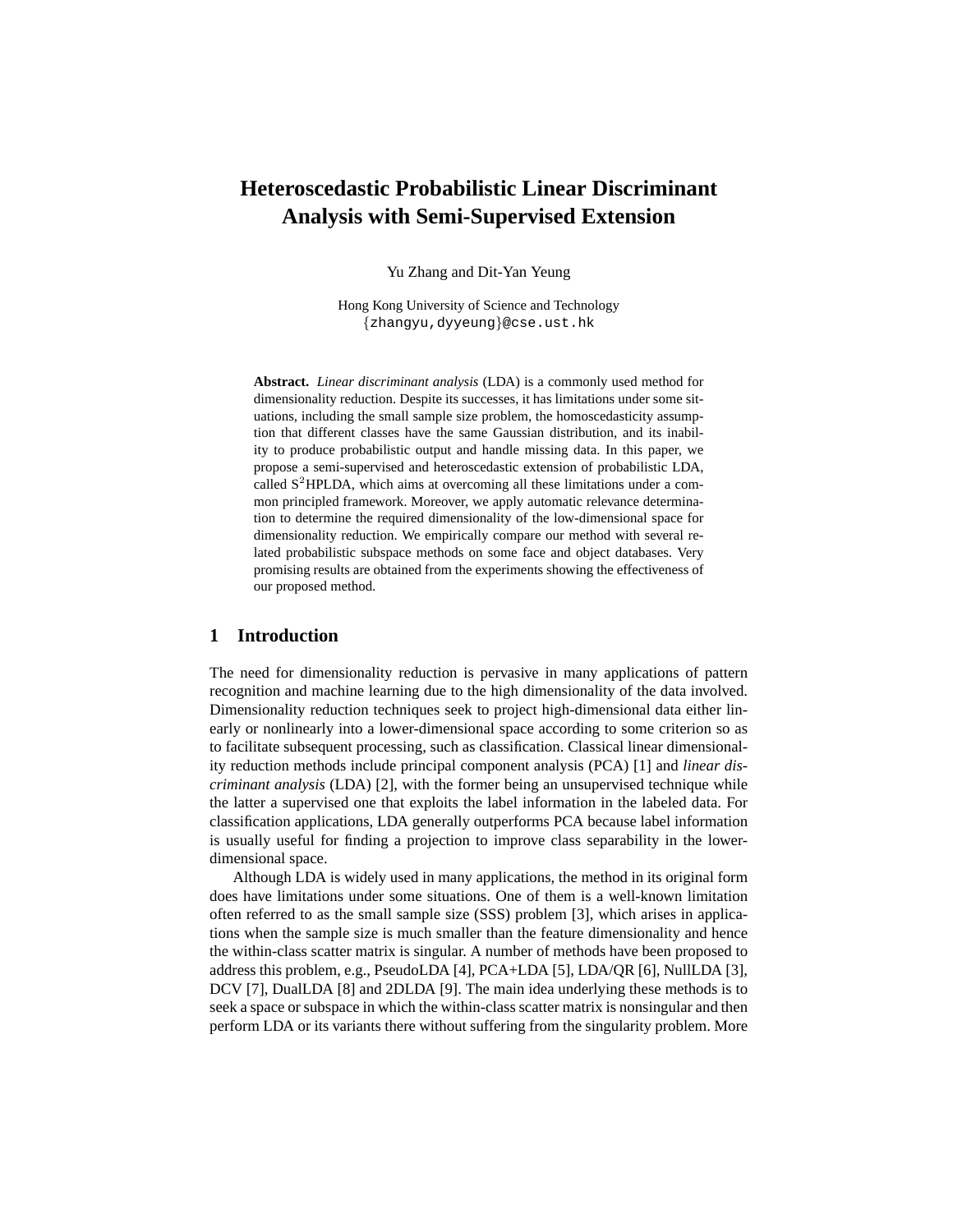# Heteroscedastic Probabilistic Linear Discriminant Analysis with Semi-Supervised Extension

Yu Zhang and Dit-Yan Yeung

Hong Kong University of Science and Technology
{zhangyu,dyyeung}@cse.ust.hk

**Abstract.** *Linear discriminant analysis* (LDA) is a commonly used method for dimensionality reduction. Despite its successes, it has limitations under some situations, including the small sample size problem, the homoscedasticity assumption that different classes have the same Gaussian distribution, and its inability to produce probabilistic output and handle missing data. In this paper, we propose a semi-supervised and heteroscedastic extension of probabilistic LDA, called S$^2$HPLDA, which aims at overcoming all these limitations under a common principled framework. Moreover, we apply automatic relevance determination to determine the required dimensionality of the low-dimensional space for dimensionality reduction. We empirically compare our method with several related probabilistic subspace methods on some face and object databases. Very promising results are obtained from the experiments showing the effectiveness of our proposed method.

## 1 Introduction

The need for dimensionality reduction is pervasive in many applications of pattern recognition and machine learning due to the high dimensionality of the data involved. Dimensionality reduction techniques seek to project high-dimensional data either linearly or nonlinearly into a lower-dimensional space according to some criterion so as to facilitate subsequent processing, such as classification. Classical linear dimensionality reduction methods include principal component analysis (PCA) [1] and *linear discriminant analysis* (LDA) [2], with the former being an unsupervised technique while the latter a supervised one that exploits the label information in the labeled data. For classification applications, LDA generally outperforms PCA because label information is usually useful for finding a projection to improve class separability in the lower-dimensional space.

Although LDA is widely used in many applications, the method in its original form does have limitations under some situations. One of them is a well-known limitation often referred to as the small sample size (SSS) problem [3], which arises in applications when the sample size is much smaller than the feature dimensionality and hence the within-class scatter matrix is singular. A number of methods have been proposed to address this problem, e.g., PseudoLDA [4], PCA+LDA [5], LDA/QR [6], NullLDA [3], DCV [7], DualLDA [8] and 2DLDA [9]. The main idea underlying these methods is to seek a space or subspace in which the within-class scatter matrix is nonsingular and then perform LDA or its variants there without suffering from the singularity problem. More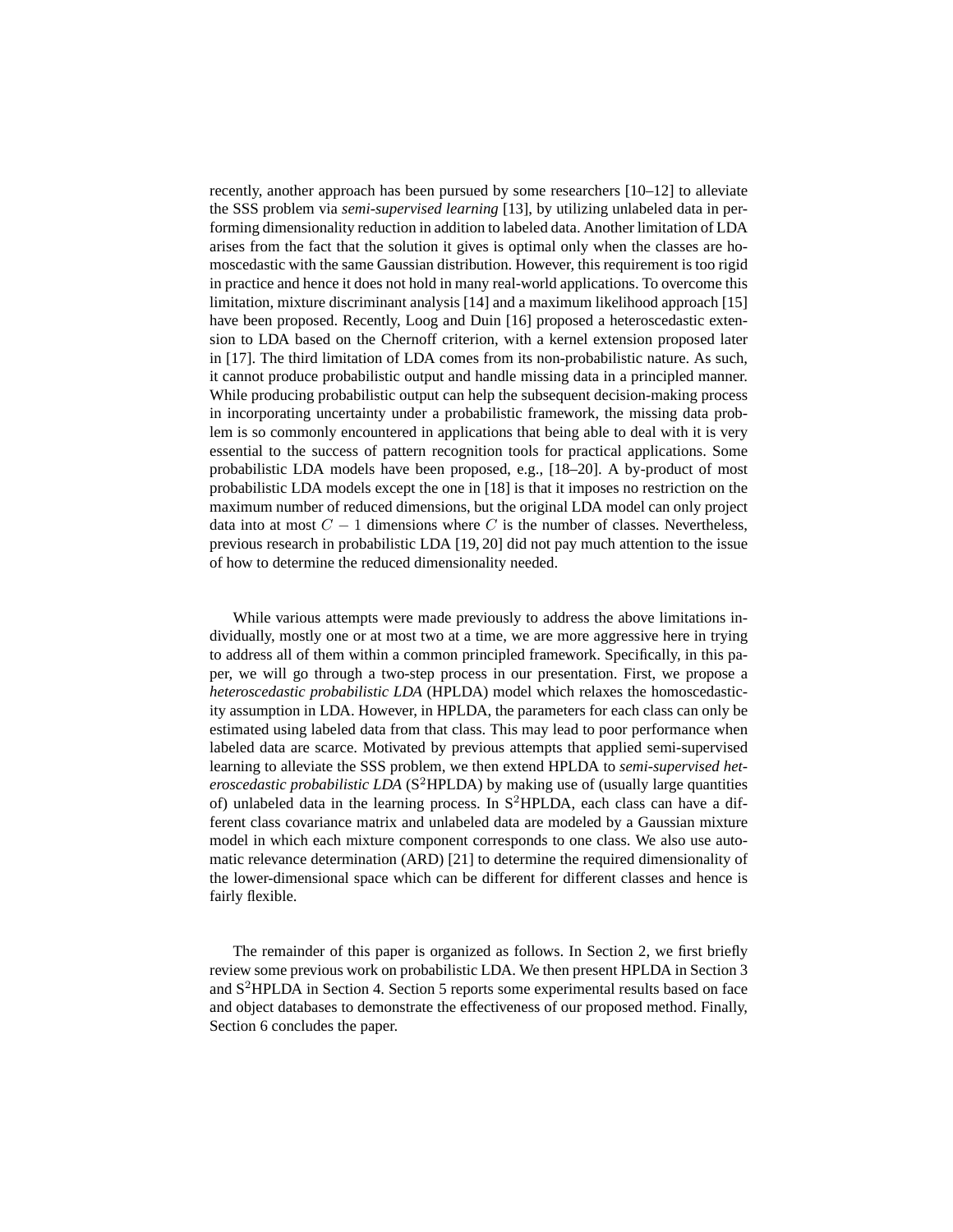recently, another approach has been pursued by some researchers [10–12] to alleviate the SSS problem via *semi-supervised learning* [13], by utilizing unlabeled data in performing dimensionality reduction in addition to labeled data. Another limitation of LDA arises from the fact that the solution it gives is optimal only when the classes are homoscedastic with the same Gaussian distribution. However, this requirement is too rigid in practice and hence it does not hold in many real-world applications. To overcome this limitation, mixture discriminant analysis [14] and a maximum likelihood approach [15] have been proposed. Recently, Loog and Duin [16] proposed a heteroscedastic extension to LDA based on the Chernoff criterion, with a kernel extension proposed later in [17]. The third limitation of LDA comes from its non-probabilistic nature. As such, it cannot produce probabilistic output and handle missing data in a principled manner. While producing probabilistic output can help the subsequent decision-making process in incorporating uncertainty under a probabilistic framework, the missing data problem is so commonly encountered in applications that being able to deal with it is very essential to the success of pattern recognition tools for practical applications. Some probabilistic LDA models have been proposed, e.g., [18–20]. A by-product of most probabilistic LDA models except the one in [18] is that it imposes no restriction on the maximum number of reduced dimensions, but the original LDA model can only project data into at most $C - 1$ dimensions where $C$ is the number of classes. Nevertheless, previous research in probabilistic LDA [19, 20] did not pay much attention to the issue of how to determine the reduced dimensionality needed.

While various attempts were made previously to address the above limitations individually, mostly one or at most two at a time, we are more aggressive here in trying to address all of them within a common principled framework. Specifically, in this paper, we will go through a two-step process in our presentation. First, we propose a *heteroscedastic probabilistic LDA* (HPLDA) model which relaxes the homoscedasticity assumption in LDA. However, in HPLDA, the parameters for each class can only be estimated using labeled data from that class. This may lead to poor performance when labeled data are scarce. Motivated by previous attempts that applied semi-supervised learning to alleviate the SSS problem, we then extend HPLDA to *semi-supervised heteroscedastic probabilistic LDA* (S$^2$HPLDA) by making use of (usually large quantities of) unlabeled data in the learning process. In S$^2$HPLDA, each class can have a different class covariance matrix and unlabeled data are modeled by a Gaussian mixture model in which each mixture component corresponds to one class. We also use automatic relevance determination (ARD) [21] to determine the required dimensionality of the lower-dimensional space which can be different for different classes and hence is fairly flexible.

The remainder of this paper is organized as follows. In Section 2, we first briefly review some previous work on probabilistic LDA. We then present HPLDA in Section 3 and S$^2$HPLDA in Section 4. Section 5 reports some experimental results based on face and object databases to demonstrate the effectiveness of our proposed method. Finally, Section 6 concludes the paper.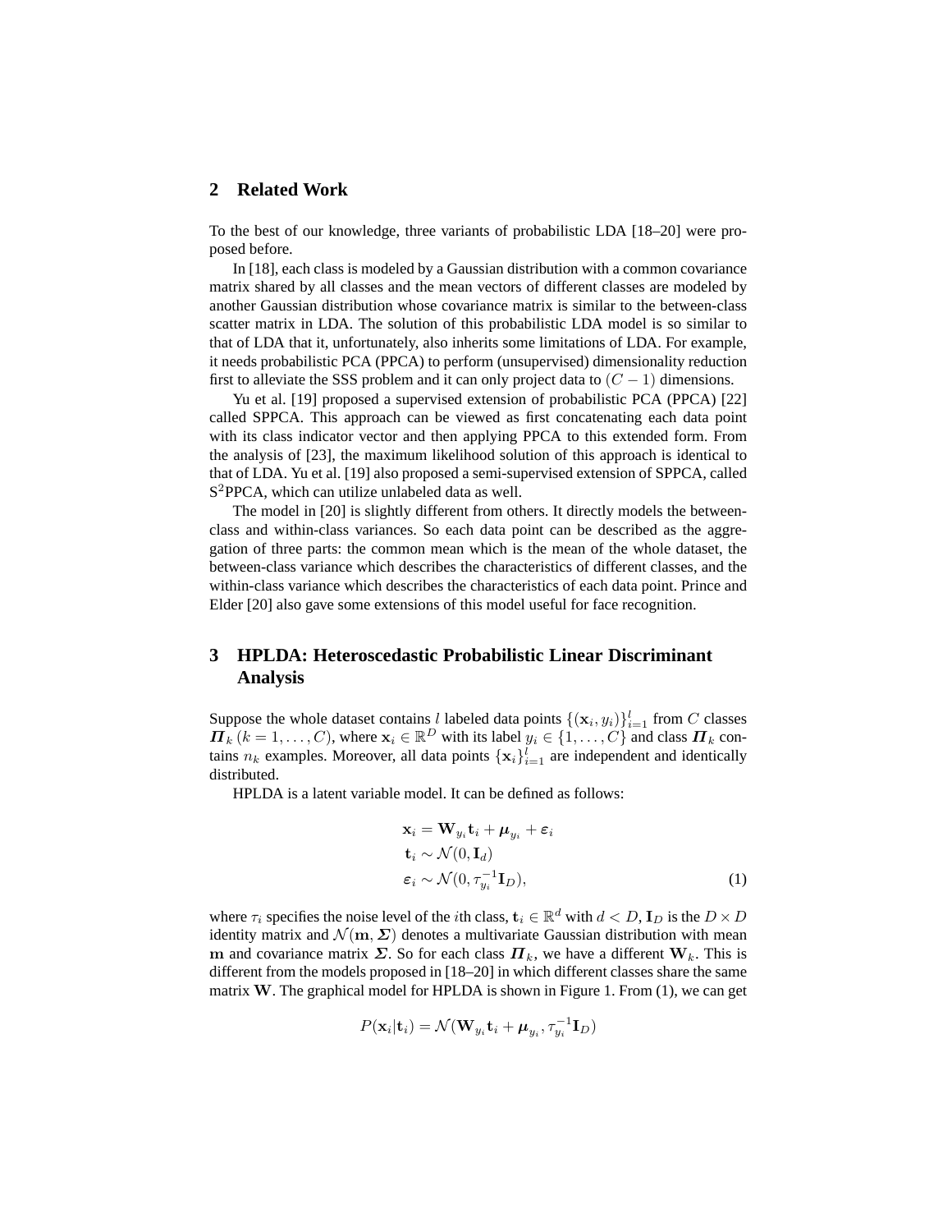## 2 Related Work

To the best of our knowledge, three variants of probabilistic LDA [18–20] were proposed before.

In [18], each class is modeled by a Gaussian distribution with a common covariance matrix shared by all classes and the mean vectors of different classes are modeled by another Gaussian distribution whose covariance matrix is similar to the between-class scatter matrix in LDA. The solution of this probabilistic LDA model is so similar to that of LDA that it, unfortunately, also inherits some limitations of LDA. For example, it needs probabilistic PCA (PPCA) to perform (unsupervised) dimensionality reduction first to alleviate the SSS problem and it can only project data to $(C-1)$ dimensions.

Yu et al. [19] proposed a supervised extension of probabilistic PCA (PPCA) [22] called SPPCA. This approach can be viewed as first concatenating each data point with its class indicator vector and then applying PPCA to this extended form. From the analysis of [23], the maximum likelihood solution of this approach is identical to that of LDA. Yu et al. [19] also proposed a semi-supervised extension of SPPCA, called S$^2$PPCA, which can utilize unlabeled data as well.

The model in [20] is slightly different from others. It directly models the between-class and within-class variances. So each data point can be described as the aggregation of three parts: the common mean which is the mean of the whole dataset, the between-class variance which describes the characteristics of different classes, and the within-class variance which describes the characteristics of each data point. Prince and Elder [20] also gave some extensions of this model useful for face recognition.

## 3 HPLDA: Heteroscedastic Probabilistic Linear Discriminant Analysis

Suppose the whole dataset contains $l$ labeled data points $\{(\mathbf{x}_i, y_i)\}_{i=1}^{l}$ from $C$ classes $\boldsymbol{\Pi}_k$ $(k = 1, \ldots, C)$, where $\mathbf{x}_i \in \mathbb{R}^D$ with its label $y_i \in \{1, \ldots, C\}$ and class $\boldsymbol{\Pi}_k$ contains $n_k$ examples. Moreover, all data points $\{\mathbf{x}_i\}_{i=1}^{l}$ are independent and identically distributed.

HPLDA is a latent variable model. It can be defined as follows:

$$
\begin{aligned}
\mathbf{x}_i &= \mathbf{W}_{y_i}\mathbf{t}_i + \boldsymbol{\mu}_{y_i} + \boldsymbol{\varepsilon}_i \\
\mathbf{t}_i &\sim \mathcal{N}(0, \mathbf{I}_d) \\
\boldsymbol{\varepsilon}_i &\sim \mathcal{N}(0, \tau_{y_i}^{-1}\mathbf{I}_D),
\end{aligned}
\tag{1}
$$

where $\tau_i$ specifies the noise level of the $i$th class, $\mathbf{t}_i \in \mathbb{R}^d$ with $d < D$, $\mathbf{I}_D$ is the $D \times D$ identity matrix and $\mathcal{N}(\mathbf{m}, \boldsymbol{\Sigma})$ denotes a multivariate Gaussian distribution with mean $\mathbf{m}$ and covariance matrix $\boldsymbol{\Sigma}$. So for each class $\boldsymbol{\Pi}_k$, we have a different $\mathbf{W}_k$. This is different from the models proposed in [18–20] in which different classes share the same matrix $\mathbf{W}$. The graphical model for HPLDA is shown in Figure 1. From (1), we can get

$$
P(\mathbf{x}_i|\mathbf{t}_i) = \mathcal{N}(\mathbf{W}_{y_i}\mathbf{t}_i + \boldsymbol{\mu}_{y_i}, \tau_{y_i}^{-1}\mathbf{I}_D)
$$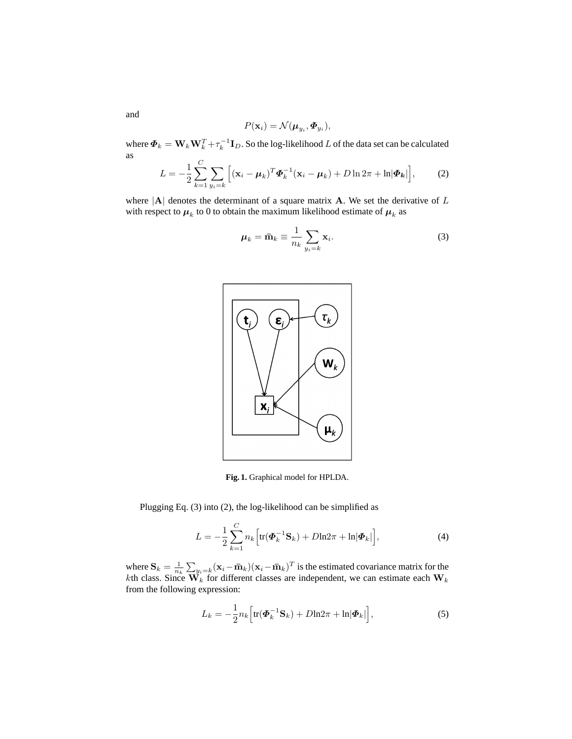and

$$P(\mathbf{x}_i) = \mathcal{N}(\boldsymbol{\mu}_{y_i}, \boldsymbol{\Phi}_{y_i}),$$

where $\boldsymbol{\Phi}_k = \mathbf{W}_k\mathbf{W}_k^T + \tau_k^{-1}\mathbf{I}_D$. So the log-likelihood $L$ of the data set can be calculated as

$$L = -\frac{1}{2}\sum_{k=1}^{C}\sum_{y_i=k}\Big[(\mathbf{x}_i - \boldsymbol{\mu}_k)^T\boldsymbol{\Phi}_k^{-1}(\mathbf{x}_i - \boldsymbol{\mu}_k) + D\ln 2\pi + \ln|\boldsymbol{\Phi}_k|\Big], \tag{2}$$

where $|\mathbf{A}|$ denotes the determinant of a square matrix $\mathbf{A}$. We set the derivative of $L$ with respect to $\boldsymbol{\mu}_k$ to 0 to obtain the maximum likelihood estimate of $\boldsymbol{\mu}_k$ as

$$\boldsymbol{\mu}_k = \bar{\mathbf{m}}_k \equiv \frac{1}{n_k}\sum_{y_i=k}\mathbf{x}_i. \tag{3}$$

**Fig. 1.** Graphical model for HPLDA.

Plugging Eq. (3) into (2), the log-likelihood can be simplified as

$$L = -\frac{1}{2}\sum_{k=1}^{C} n_k\Big[\mathrm{tr}(\boldsymbol{\Phi}_k^{-1}\mathbf{S}_k) + D\mathrm{ln}2\pi + \mathrm{ln}|\boldsymbol{\Phi}_k|\Big], \tag{4}$$

where $\mathbf{S}_k = \frac{1}{n_k}\sum_{y_i=k}(\mathbf{x}_i - \bar{\mathbf{m}}_k)(\mathbf{x}_i - \bar{\mathbf{m}}_k)^T$ is the estimated covariance matrix for the $k$th class. Since $\mathbf{W}_k$ for different classes are independent, we can estimate each $\mathbf{W}_k$ from the following expression:

$$L_k = -\frac{1}{2}n_k\Big[\mathrm{tr}(\boldsymbol{\Phi}_k^{-1}\mathbf{S}_k) + D\mathrm{ln}2\pi + \mathrm{ln}|\boldsymbol{\Phi}_k|\Big], \tag{5}$$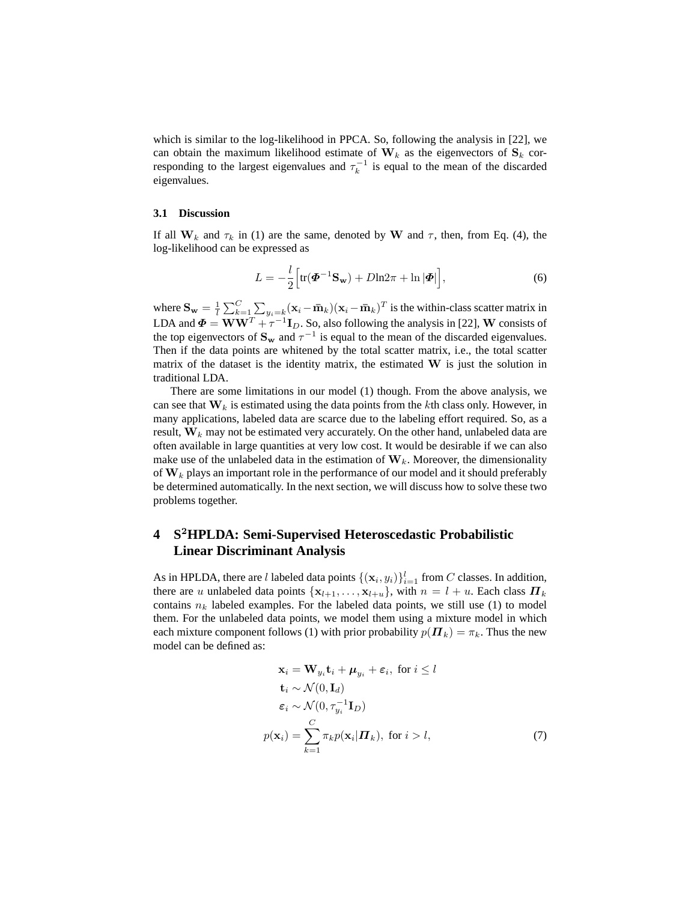which is similar to the log-likelihood in PPCA. So, following the analysis in [22], we can obtain the maximum likelihood estimate of $\mathbf{W}_k$ as the eigenvectors of $\mathbf{S}_k$ corresponding to the largest eigenvalues and $\tau_k^{-1}$ is equal to the mean of the discarded eigenvalues.

### 3.1 Discussion

If all $\mathbf{W}_k$ and $\tau_k$ in (1) are the same, denoted by $\mathbf{W}$ and $\tau$, then, from Eq. (4), the log-likelihood can be expressed as

$$L = -\frac{l}{2}\Big[\mathrm{tr}(\boldsymbol{\Phi}^{-1}\mathbf{S}_\mathbf{w}) + D\ln 2\pi + \ln|\boldsymbol{\Phi}|\Big], \tag{6}$$

where $\mathbf{S}_\mathbf{w} = \frac{1}{l}\sum_{k=1}^{C}\sum_{y_i=k}(\mathbf{x}_i - \bar{\mathbf{m}}_k)(\mathbf{x}_i - \bar{\mathbf{m}}_k)^T$ is the within-class scatter matrix in LDA and $\boldsymbol{\Phi} = \mathbf{W}\mathbf{W}^T + \tau^{-1}\mathbf{I}_D$. So, also following the analysis in [22], $\mathbf{W}$ consists of the top eigenvectors of $\mathbf{S}_\mathbf{w}$ and $\tau^{-1}$ is equal to the mean of the discarded eigenvalues. Then if the data points are whitened by the total scatter matrix, i.e., the total scatter matrix of the dataset is the identity matrix, the estimated $\mathbf{W}$ is just the solution in traditional LDA.

There are some limitations in our model (1) though. From the above analysis, we can see that $\mathbf{W}_k$ is estimated using the data points from the $k$th class only. However, in many applications, labeled data are scarce due to the labeling effort required. So, as a result, $\mathbf{W}_k$ may not be estimated very accurately. On the other hand, unlabeled data are often available in large quantities at very low cost. It would be desirable if we can also make use of the unlabeled data in the estimation of $\mathbf{W}_k$. Moreover, the dimensionality of $\mathbf{W}_k$ plays an important role in the performance of our model and it should preferably be determined automatically. In the next section, we will discuss how to solve these two problems together.

## 4 S$^2$HPLDA: Semi-Supervised Heteroscedastic Probabilistic Linear Discriminant Analysis

As in HPLDA, there are $l$ labeled data points $\{(\mathbf{x}_i, y_i)\}_{i=1}^{l}$ from $C$ classes. In addition, there are $u$ unlabeled data points $\{\mathbf{x}_{l+1}, \ldots, \mathbf{x}_{l+u}\}$, with $n = l + u$. Each class $\boldsymbol{\Pi}_k$ contains $n_k$ labeled examples. For the labeled data points, we still use (1) to model them. For the unlabeled data points, we model them using a mixture model in which each mixture component follows (1) with prior probability $p(\boldsymbol{\Pi}_k) = \pi_k$. Thus the new model can be defined as:

$$
\begin{aligned}
\mathbf{x}_i &= \mathbf{W}_{y_i}\mathbf{t}_i + \boldsymbol{\mu}_{y_i} + \boldsymbol{\varepsilon}_i, \text{ for } i \le l \\
\mathbf{t}_i &\sim \mathcal{N}(0, \mathbf{I}_d) \\
\boldsymbol{\varepsilon}_i &\sim \mathcal{N}(0, \tau_{y_i}^{-1}\mathbf{I}_D) \\
p(\mathbf{x}_i) &= \sum_{k=1}^{C}\pi_k p(\mathbf{x}_i|\boldsymbol{\Pi}_k), \text{ for } i > l,
\end{aligned} \tag{7}
$$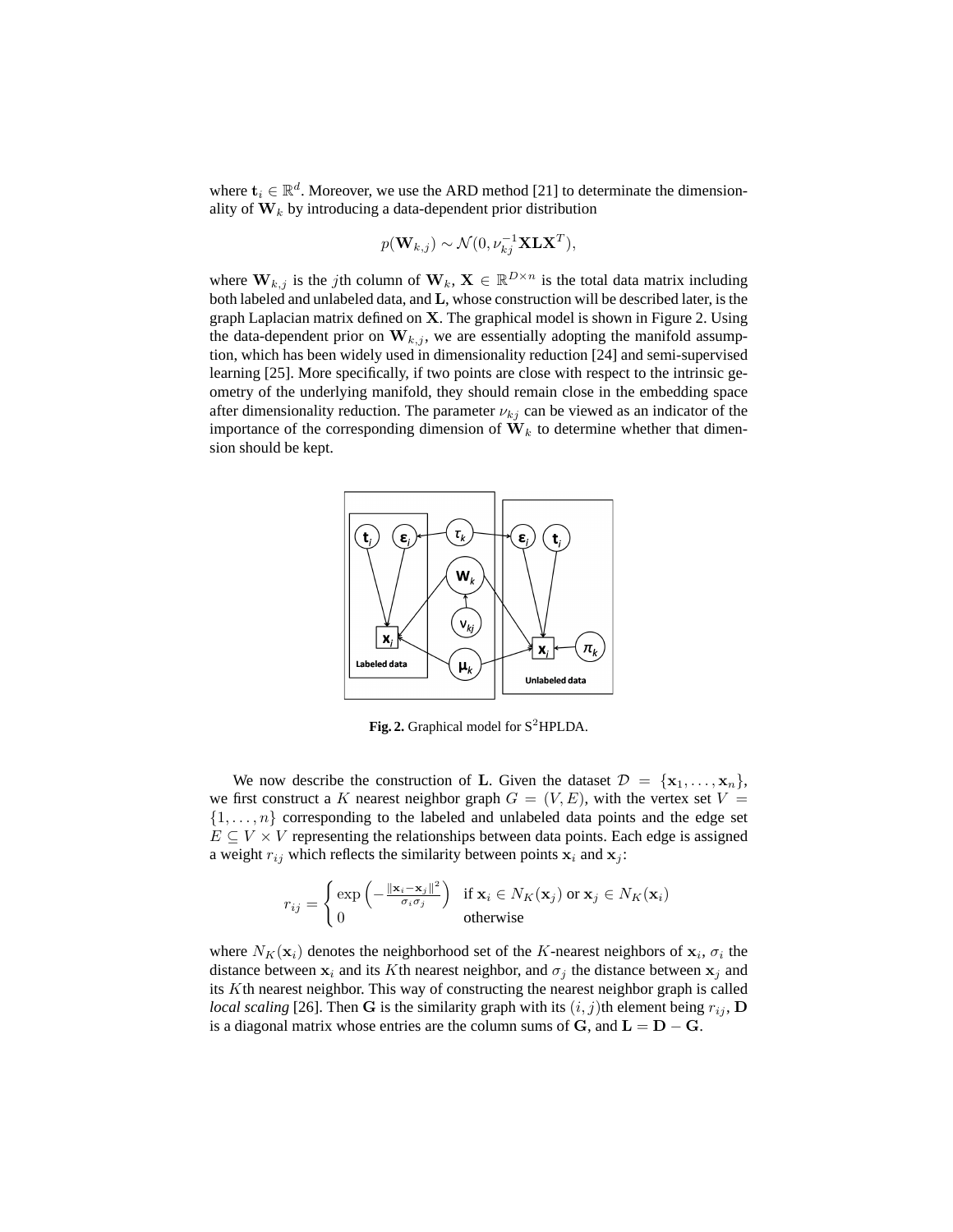where $\mathbf{t}_i \in \mathbb{R}^d$. Moreover, we use the ARD method [21] to determinate the dimensionality of $\mathbf{W}_k$ by introducing a data-dependent prior distribution

$$p(\mathbf{W}_{k,j}) \sim \mathcal{N}(0, \nu_{kj}^{-1}\mathbf{X}\mathbf{L}\mathbf{X}^T),$$

where $\mathbf{W}_{k,j}$ is the $j$th column of $\mathbf{W}_k$, $\mathbf{X} \in \mathbb{R}^{D\times n}$ is the total data matrix including both labeled and unlabeled data, and $\mathbf{L}$, whose construction will be described later, is the graph Laplacian matrix defined on $\mathbf{X}$. The graphical model is shown in Figure 2. Using the data-dependent prior on $\mathbf{W}_{k,j}$, we are essentially adopting the manifold assumption, which has been widely used in dimensionality reduction [24] and semi-supervised learning [25]. More specifically, if two points are close with respect to the intrinsic geometry of the underlying manifold, they should remain close in the embedding space after dimensionality reduction. The parameter $\nu_{kj}$ can be viewed as an indicator of the importance of the corresponding dimension of $\mathbf{W}_k$ to determine whether that dimension should be kept.

**Fig. 2.** Graphical model for S[2]HPLDA.

We now describe the construction of $\mathbf{L}$. Given the dataset $\mathcal{D} = \{\mathbf{x}_1, \ldots, \mathbf{x}_n\}$, we first construct a $K$ nearest neighbor graph $G = (V, E)$, with the vertex set $V = \{1, \ldots, n\}$ corresponding to the labeled and unlabeled data points and the edge set $E \subseteq V \times V$ representing the relationships between data points. Each edge is assigned a weight $r_{ij}$ which reflects the similarity between points $\mathbf{x}_i$ and $\mathbf{x}_j$:

$$r_{ij} = \begin{cases} \exp\left(-\frac{\|\mathbf{x}_i - \mathbf{x}_j\|^2}{\sigma_i \sigma_j}\right) & \text{if } \mathbf{x}_i \in N_K(\mathbf{x}_j) \text{ or } \mathbf{x}_j \in N_K(\mathbf{x}_i) \\ 0 & \text{otherwise} \end{cases}$$

where $N_K(\mathbf{x}_i)$ denotes the neighborhood set of the $K$-nearest neighbors of $\mathbf{x}_i$, $\sigma_i$ the distance between $\mathbf{x}_i$ and its $K$th nearest neighbor, and $\sigma_j$ the distance between $\mathbf{x}_j$ and its $K$th nearest neighbor. This way of constructing the nearest neighbor graph is called *local scaling* [26]. Then $\mathbf{G}$ is the similarity graph with its $(i, j)$th element being $r_{ij}$, $\mathbf{D}$ is a diagonal matrix whose entries are the column sums of $\mathbf{G}$, and $\mathbf{L} = \mathbf{D} - \mathbf{G}$.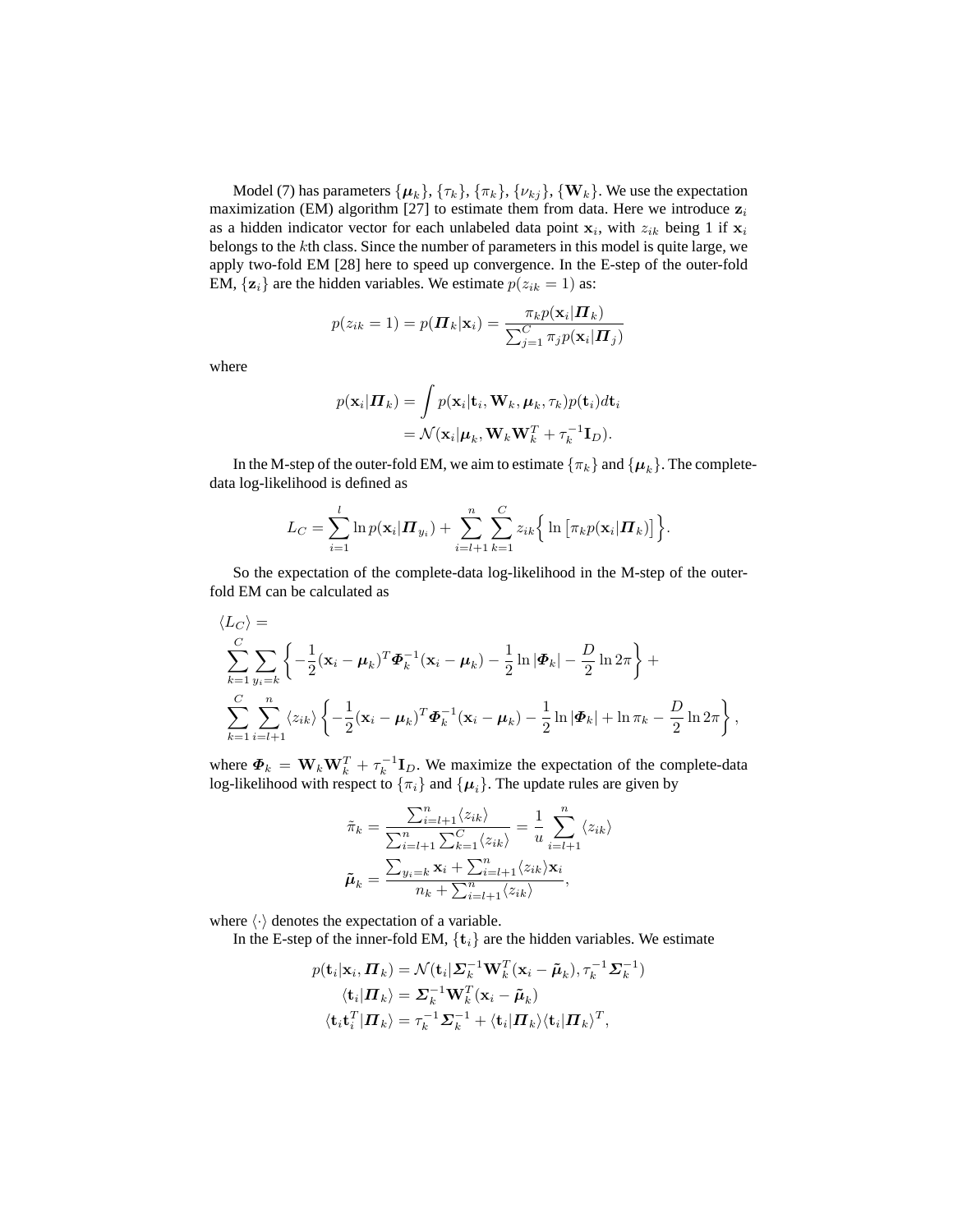Model (7) has parameters $\{\boldsymbol{\mu}_k\}$, $\{\tau_k\}$, $\{\pi_k\}$, $\{\nu_{kj}\}$, $\{\mathbf{W}_k\}$. We use the expectation maximization (EM) algorithm [27] to estimate them from data. Here we introduce $\mathbf{z}_i$ as a hidden indicator vector for each unlabeled data point $\mathbf{x}_i$, with $z_{ik}$ being 1 if $\mathbf{x}_i$ belongs to the $k$th class. Since the number of parameters in this model is quite large, we apply two-fold EM [28] here to speed up convergence. In the E-step of the outer-fold EM, $\{\mathbf{z}_i\}$ are the hidden variables. We estimate $p(z_{ik} = 1)$ as:

$$p(z_{ik} = 1) = p(\boldsymbol{\Pi}_k|\mathbf{x}_i) = \frac{\pi_k p(\mathbf{x}_i|\boldsymbol{\Pi}_k)}{\sum_{j=1}^{C} \pi_j p(\mathbf{x}_i|\boldsymbol{\Pi}_j)}$$

where

$$\begin{aligned}
p(\mathbf{x}_i|\boldsymbol{\Pi}_k) &= \int p(\mathbf{x}_i|\mathbf{t}_i, \mathbf{W}_k, \boldsymbol{\mu}_k, \tau_k) p(\mathbf{t}_i) d\mathbf{t}_i \\
&= \mathcal{N}(\mathbf{x}_i|\boldsymbol{\mu}_k, \mathbf{W}_k\mathbf{W}_k^T + \tau_k^{-1}\mathbf{I}_D).
\end{aligned}$$

In the M-step of the outer-fold EM, we aim to estimate $\{\pi_k\}$ and $\{\boldsymbol{\mu}_k\}$. The complete-data log-likelihood is defined as

$$L_C = \sum_{i=1}^{l} \ln p(\mathbf{x}_i|\boldsymbol{\Pi}_{y_i}) + \sum_{i=l+1}^{n} \sum_{k=1}^{C} z_{ik} \Big\{ \ln \left[ \pi_k p(\mathbf{x}_i|\boldsymbol{\Pi}_k) \right] \Big\}.$$

So the expectation of the complete-data log-likelihood in the M-step of the outer-fold EM can be calculated as

$$\begin{aligned}
&\langle L_C \rangle = \\
&\sum_{k=1}^{C} \sum_{y_i=k} \left\{ -\frac{1}{2}(\mathbf{x}_i - \boldsymbol{\mu}_k)^T \boldsymbol{\Phi}_k^{-1} (\mathbf{x}_i - \boldsymbol{\mu}_k) - \frac{1}{2} \ln |\boldsymbol{\Phi}_k| - \frac{D}{2} \ln 2\pi \right\} + \\
&\sum_{k=1}^{C} \sum_{i=l+1}^{n} \langle z_{ik} \rangle \left\{ -\frac{1}{2}(\mathbf{x}_i - \boldsymbol{\mu}_k)^T \boldsymbol{\Phi}_k^{-1} (\mathbf{x}_i - \boldsymbol{\mu}_k) - \frac{1}{2} \ln |\boldsymbol{\Phi}_k| + \ln \pi_k - \frac{D}{2} \ln 2\pi \right\},
\end{aligned}$$

where $\boldsymbol{\Phi}_k = \mathbf{W}_k\mathbf{W}_k^T + \tau_k^{-1}\mathbf{I}_D$. We maximize the expectation of the complete-data log-likelihood with respect to $\{\pi_i\}$ and $\{\boldsymbol{\mu}_i\}$. The update rules are given by

$$\begin{aligned}
\tilde{\pi}_k &= \frac{\sum_{i=l+1}^{n} \langle z_{ik} \rangle}{\sum_{i=l+1}^{n} \sum_{k=1}^{C} \langle z_{ik} \rangle} = \frac{1}{u} \sum_{i=l+1}^{n} \langle z_{ik} \rangle \\
\tilde{\boldsymbol{\mu}}_k &= \frac{\sum_{y_i=k} \mathbf{x}_i + \sum_{i=l+1}^{n} \langle z_{ik} \rangle \mathbf{x}_i}{n_k + \sum_{i=l+1}^{n} \langle z_{ik} \rangle},
\end{aligned}$$

where $\langle \cdot \rangle$ denotes the expectation of a variable.

In the E-step of the inner-fold EM, $\{\mathbf{t}_i\}$ are the hidden variables. We estimate

$$\begin{aligned}
p(\mathbf{t}_i|\mathbf{x}_i, \boldsymbol{\Pi}_k) &= \mathcal{N}(\mathbf{t}_i|\boldsymbol{\Sigma}_k^{-1}\mathbf{W}_k^T(\mathbf{x}_i - \tilde{\boldsymbol{\mu}}_k), \tau_k^{-1}\boldsymbol{\Sigma}_k^{-1}) \\
\langle \mathbf{t}_i|\boldsymbol{\Pi}_k \rangle &= \boldsymbol{\Sigma}_k^{-1}\mathbf{W}_k^T(\mathbf{x}_i - \tilde{\boldsymbol{\mu}}_k) \\
\langle \mathbf{t}_i\mathbf{t}_i^T|\boldsymbol{\Pi}_k \rangle &= \tau_k^{-1}\boldsymbol{\Sigma}_k^{-1} + \langle \mathbf{t}_i|\boldsymbol{\Pi}_k \rangle \langle \mathbf{t}_i|\boldsymbol{\Pi}_k \rangle^T,
\end{aligned}$$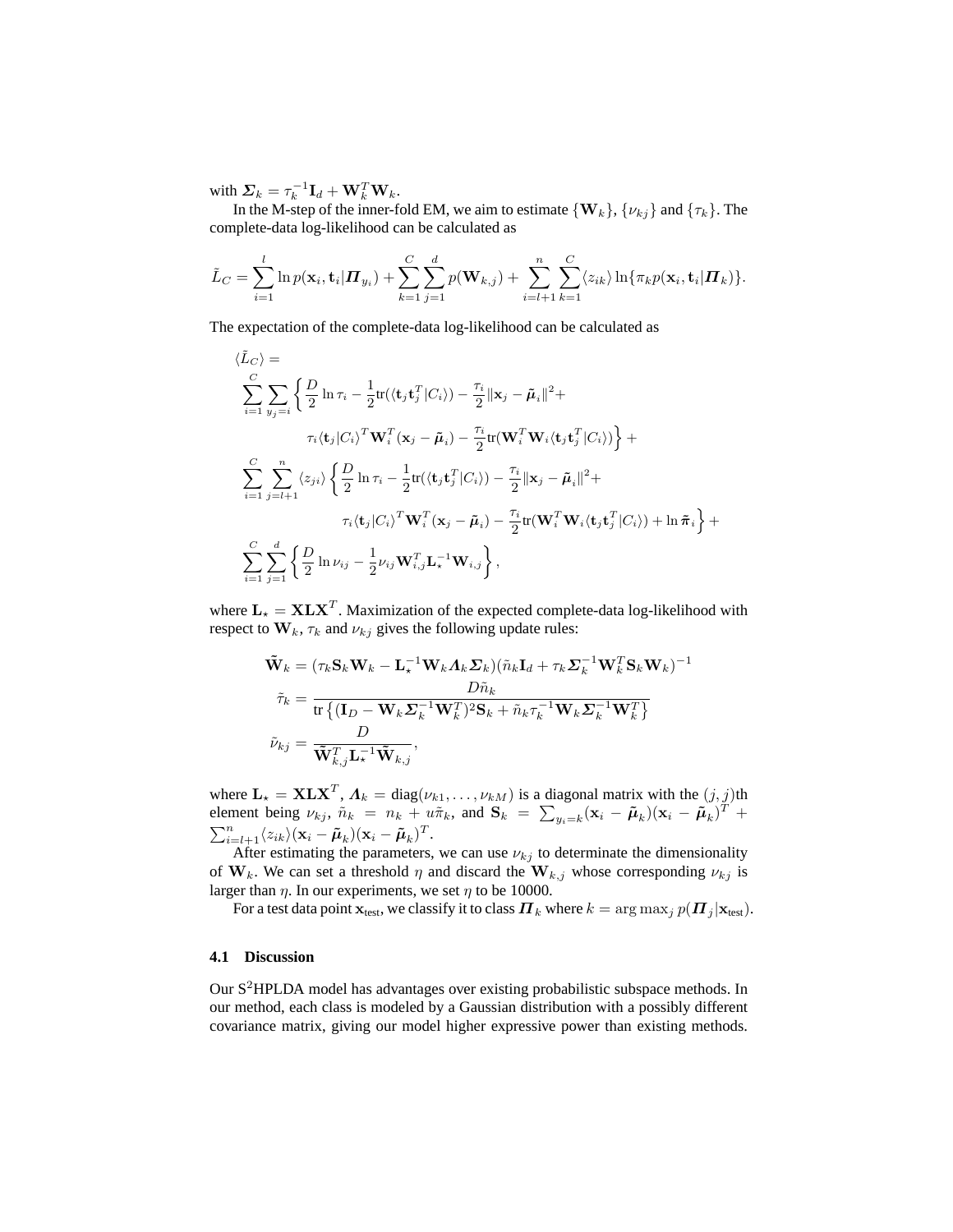with $\boldsymbol{\Sigma}_k = \tau_k^{-1}\mathbf{I}_d + \mathbf{W}_k^T\mathbf{W}_k$.

In the M-step of the inner-fold EM, we aim to estimate $\{\mathbf{W}_k\}$, $\{\nu_{kj}\}$ and $\{\tau_k\}$. The complete-data log-likelihood can be calculated as

$$\tilde{L}_C = \sum_{i=1}^{l} \ln p(\mathbf{x}_i, \mathbf{t}_i | \boldsymbol{\Pi}_{y_i}) + \sum_{k=1}^{C}\sum_{j=1}^{d} p(\mathbf{W}_{k,j}) + \sum_{i=l+1}^{n}\sum_{k=1}^{C}\langle z_{ik}\rangle \ln\{\pi_k p(\mathbf{x}_i, \mathbf{t}_i|\boldsymbol{\Pi}_k)\}.$$

The expectation of the complete-data log-likelihood can be calculated as

$$\begin{aligned}
\langle \tilde{L}_C \rangle = & \\
& \sum_{i=1}^{C}\sum_{y_j=i}\Big\{\frac{D}{2}\ln\tau_i - \frac{1}{2}\mathrm{tr}(\langle \mathbf{t}_j\mathbf{t}_j^T|C_i\rangle) - \frac{\tau_i}{2}\|\mathbf{x}_j - \tilde{\boldsymbol{\mu}}_i\|^2 + \\
& \qquad \tau_i\langle \mathbf{t}_j|C_i\rangle^T\mathbf{W}_i^T(\mathbf{x}_j - \tilde{\boldsymbol{\mu}}_i) - \frac{\tau_i}{2}\mathrm{tr}(\mathbf{W}_i^T\mathbf{W}_i\langle \mathbf{t}_j\mathbf{t}_j^T|C_i\rangle)\Big\} + \\
& \sum_{i=1}^{C}\sum_{j=l+1}^{n}\langle z_{ji}\rangle\Big\{\frac{D}{2}\ln\tau_i - \frac{1}{2}\mathrm{tr}(\langle \mathbf{t}_j\mathbf{t}_j^T|C_i\rangle) - \frac{\tau_i}{2}\|\mathbf{x}_j - \tilde{\boldsymbol{\mu}}_i\|^2 + \\
& \qquad \tau_i\langle \mathbf{t}_j|C_i\rangle^T\mathbf{W}_i^T(\mathbf{x}_j - \tilde{\boldsymbol{\mu}}_i) - \frac{\tau_i}{2}\mathrm{tr}(\mathbf{W}_i^T\mathbf{W}_i\langle \mathbf{t}_j\mathbf{t}_j^T|C_i\rangle) + \ln\tilde{\boldsymbol{\pi}}_i\Big\} + \\
& \sum_{i=1}^{C}\sum_{j=1}^{d}\Big\{\frac{D}{2}\ln\nu_{ij} - \frac{1}{2}\nu_{ij}\mathbf{W}_{i,j}^T\mathbf{L}_\star^{-1}\mathbf{W}_{i,j}\Big\},
\end{aligned}$$

where $\mathbf{L}_\star = \mathbf{X}\mathbf{L}\mathbf{X}^T$. Maximization of the expected complete-data log-likelihood with respect to $\mathbf{W}_k$, $\tau_k$ and $\nu_{kj}$ gives the following update rules:

$$\begin{aligned}
\tilde{\mathbf{W}}_k &= (\tau_k\mathbf{S}_k\mathbf{W}_k - \mathbf{L}_\star^{-1}\mathbf{W}_k\boldsymbol{\Lambda}_k\boldsymbol{\Sigma}_k)(\tilde{n}_k\mathbf{I}_d + \tau_k\boldsymbol{\Sigma}_k^{-1}\mathbf{W}_k^T\mathbf{S}_k\mathbf{W}_k)^{-1} \\
\tilde{\tau}_k &= \frac{D\tilde{n}_k}{\mathrm{tr}\left\{(\mathbf{I}_D - \mathbf{W}_k\boldsymbol{\Sigma}_k^{-1}\mathbf{W}_k^T)^2\mathbf{S}_k + \tilde{n}_k\tau_k^{-1}\mathbf{W}_k\boldsymbol{\Sigma}_k^{-1}\mathbf{W}_k^T\right\}} \\
\tilde{\nu}_{kj} &= \frac{D}{\tilde{\mathbf{W}}_{k,j}^T\mathbf{L}_\star^{-1}\tilde{\mathbf{W}}_{k,j}},
\end{aligned}$$

where $\mathbf{L}_\star = \mathbf{X}\mathbf{L}\mathbf{X}^T$, $\boldsymbol{\Lambda}_k = \mathrm{diag}(\nu_{k1}, \ldots, \nu_{kM})$ is a diagonal matrix with the $(j,j)$th element being $\nu_{kj}$, $\tilde{n}_k = n_k + u\tilde{\pi}_k$, and $\mathbf{S}_k = \sum_{y_i=k}(\mathbf{x}_i - \tilde{\boldsymbol{\mu}}_k)(\mathbf{x}_i - \tilde{\boldsymbol{\mu}}_k)^T + \sum_{i=l+1}^{n}\langle z_{ik}\rangle(\mathbf{x}_i - \tilde{\boldsymbol{\mu}}_k)(\mathbf{x}_i - \tilde{\boldsymbol{\mu}}_k)^T$.

After estimating the parameters, we can use $\nu_{kj}$ to determinate the dimensionality of $\mathbf{W}_k$. We can set a threshold $\eta$ and discard the $\mathbf{W}_{k,j}$ whose corresponding $\nu_{kj}$ is larger than $\eta$. In our experiments, we set $\eta$ to be 10000.

For a test data point $\mathbf{x}_{\text{test}}$, we classify it to class $\boldsymbol{\Pi}_k$ where $k = \arg\max_j p(\boldsymbol{\Pi}_j|\mathbf{x}_{\text{test}})$.

### 4.1 Discussion

Our S[2]HPLDA model has advantages over existing probabilistic subspace methods. In our method, each class is modeled by a Gaussian distribution with a possibly different covariance matrix, giving our model higher expressive power than existing methods.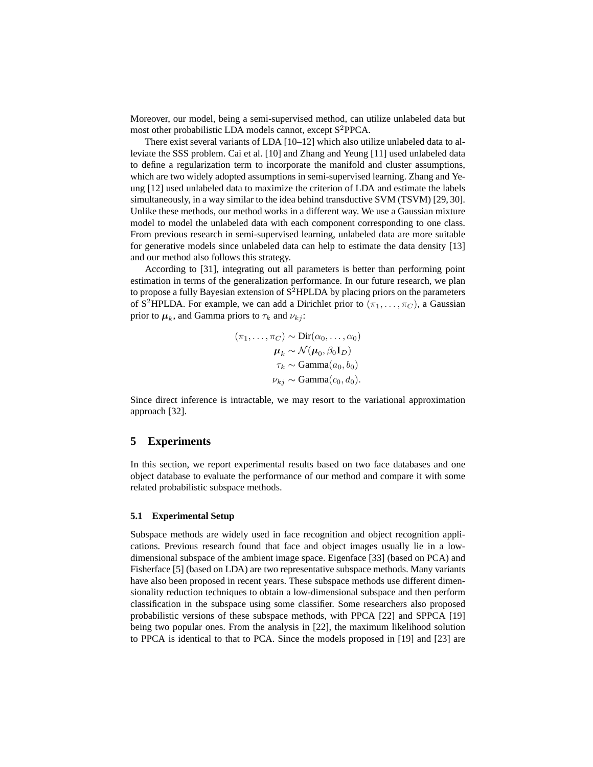Moreover, our model, being a semi-supervised method, can utilize unlabeled data but most other probabilistic LDA models cannot, except S$^2$PPCA.

There exist several variants of LDA [10–12] which also utilize unlabeled data to alleviate the SSS problem. Cai et al. [10] and Zhang and Yeung [11] used unlabeled data to define a regularization term to incorporate the manifold and cluster assumptions, which are two widely adopted assumptions in semi-supervised learning. Zhang and Yeung [12] used unlabeled data to maximize the criterion of LDA and estimate the labels simultaneously, in a way similar to the idea behind transductive SVM (TSVM) [29, 30]. Unlike these methods, our method works in a different way. We use a Gaussian mixture model to model the unlabeled data with each component corresponding to one class. From previous research in semi-supervised learning, unlabeled data are more suitable for generative models since unlabeled data can help to estimate the data density [13] and our method also follows this strategy.

According to [31], integrating out all parameters is better than performing point estimation in terms of the generalization performance. In our future research, we plan to propose a fully Bayesian extension of S$^2$HPLDA by placing priors on the parameters of S$^2$HPLDA. For example, we can add a Dirichlet prior to $(\pi_1, \ldots, \pi_C)$, a Gaussian prior to $\boldsymbol{\mu}_k$, and Gamma priors to $\tau_k$ and $\nu_{kj}$:

$$
\begin{aligned}
(\pi_1, \ldots, \pi_C) &\sim \mathrm{Dir}(\alpha_0, \ldots, \alpha_0) \\
\boldsymbol{\mu}_k &\sim \mathcal{N}(\boldsymbol{\mu}_0, \beta_0 \mathbf{I}_D) \\
\tau_k &\sim \mathrm{Gamma}(a_0, b_0) \\
\nu_{kj} &\sim \mathrm{Gamma}(c_0, d_0).
\end{aligned}
$$

Since direct inference is intractable, we may resort to the variational approximation approach [32].

## 5 Experiments

In this section, we report experimental results based on two face databases and one object database to evaluate the performance of our method and compare it with some related probabilistic subspace methods.

### 5.1 Experimental Setup

Subspace methods are widely used in face recognition and object recognition applications. Previous research found that face and object images usually lie in a low-dimensional subspace of the ambient image space. Eigenface [33] (based on PCA) and Fisherface [5] (based on LDA) are two representative subspace methods. Many variants have also been proposed in recent years. These subspace methods use different dimensionality reduction techniques to obtain a low-dimensional subspace and then perform classification in the subspace using some classifier. Some researchers also proposed probabilistic versions of these subspace methods, with PPCA [22] and SPPCA [19] being two popular ones. From the analysis in [22], the maximum likelihood solution to PPCA is identical to that to PCA. Since the models proposed in [19] and [23] are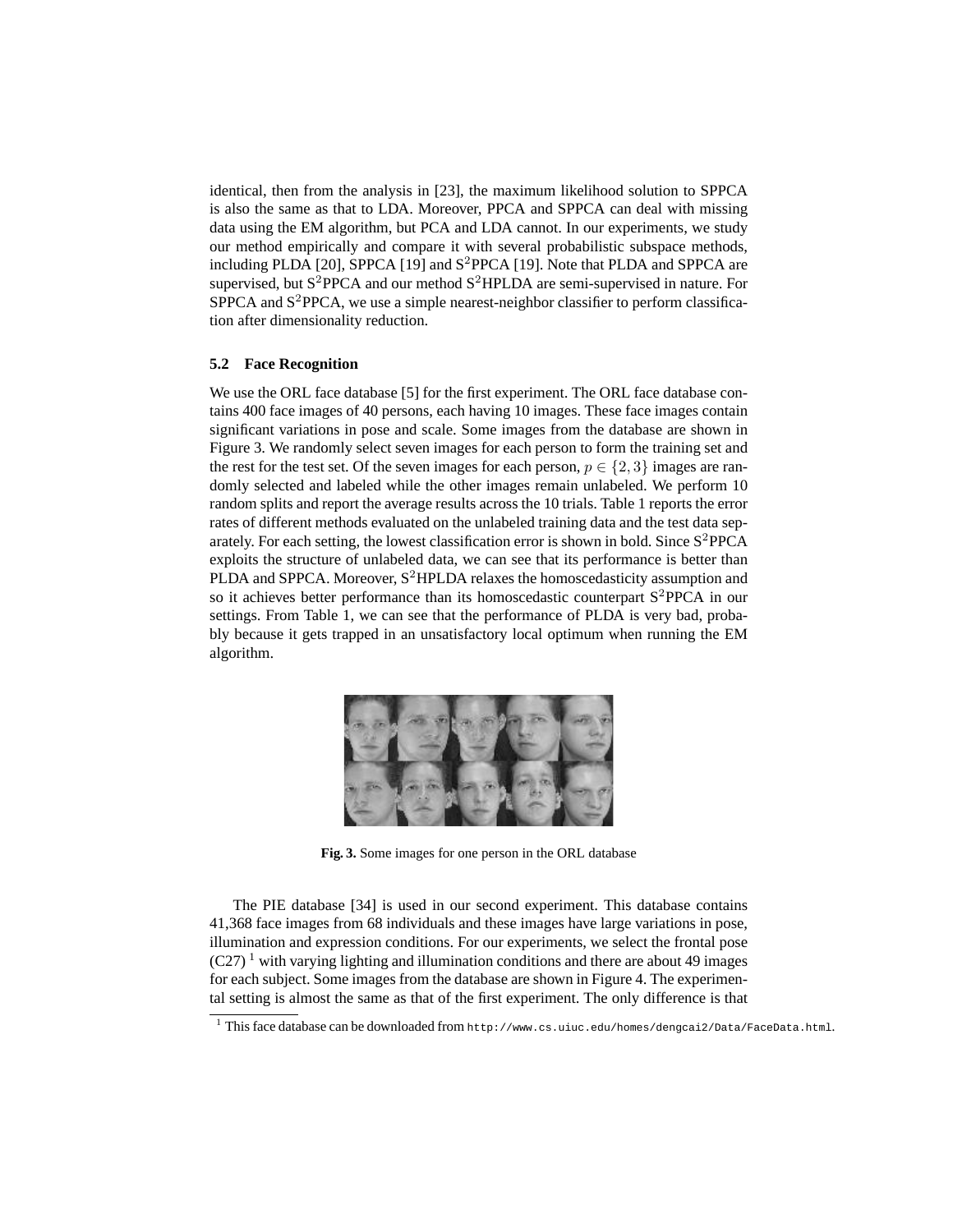identical, then from the analysis in [23], the maximum likelihood solution to SPPCA is also the same as that to LDA. Moreover, PPCA and SPPCA can deal with missing data using the EM algorithm, but PCA and LDA cannot. In our experiments, we study our method empirically and compare it with several probabilistic subspace methods, including PLDA [20], SPPCA [19] and $\text{S}^2$PPCA [19]. Note that PLDA and SPPCA are supervised, but $\text{S}^2$PPCA and our method $\text{S}^2$HPLDA are semi-supervised in nature. For SPPCA and $\text{S}^2$PPCA, we use a simple nearest-neighbor classifier to perform classification after dimensionality reduction.

### 5.2 Face Recognition

We use the ORL face database [5] for the first experiment. The ORL face database contains 400 face images of 40 persons, each having 10 images. These face images contain significant variations in pose and scale. Some images from the database are shown in Figure 3. We randomly select seven images for each person to form the training set and the rest for the test set. Of the seven images for each person, $p \in \{2, 3\}$ images are randomly selected and labeled while the other images remain unlabeled. We perform 10 random splits and report the average results across the 10 trials. Table 1 reports the error rates of different methods evaluated on the unlabeled training data and the test data separately. For each setting, the lowest classification error is shown in bold. Since $\text{S}^2$PPCA exploits the structure of unlabeled data, we can see that its performance is better than PLDA and SPPCA. Moreover, $\text{S}^2$HPLDA relaxes the homoscedasticity assumption and so it achieves better performance than its homoscedastic counterpart $\text{S}^2$PPCA in our settings. From Table 1, we can see that the performance of PLDA is very bad, probably because it gets trapped in an unsatisfactory local optimum when running the EM algorithm.

**Fig. 3.** Some images for one person in the ORL database

The PIE database [34] is used in our second experiment. This database contains 41,368 face images from 68 individuals and these images have large variations in pose, illumination and expression conditions. For our experiments, we select the frontal pose (C27) [1] with varying lighting and illumination conditions and there are about 49 images for each subject. Some images from the database are shown in Figure 4. The experimental setting is almost the same as that of the first experiment. The only difference is that

[1] This face database can be downloaded from http://www.cs.uiuc.edu/homes/dengcai2/Data/FaceData.html.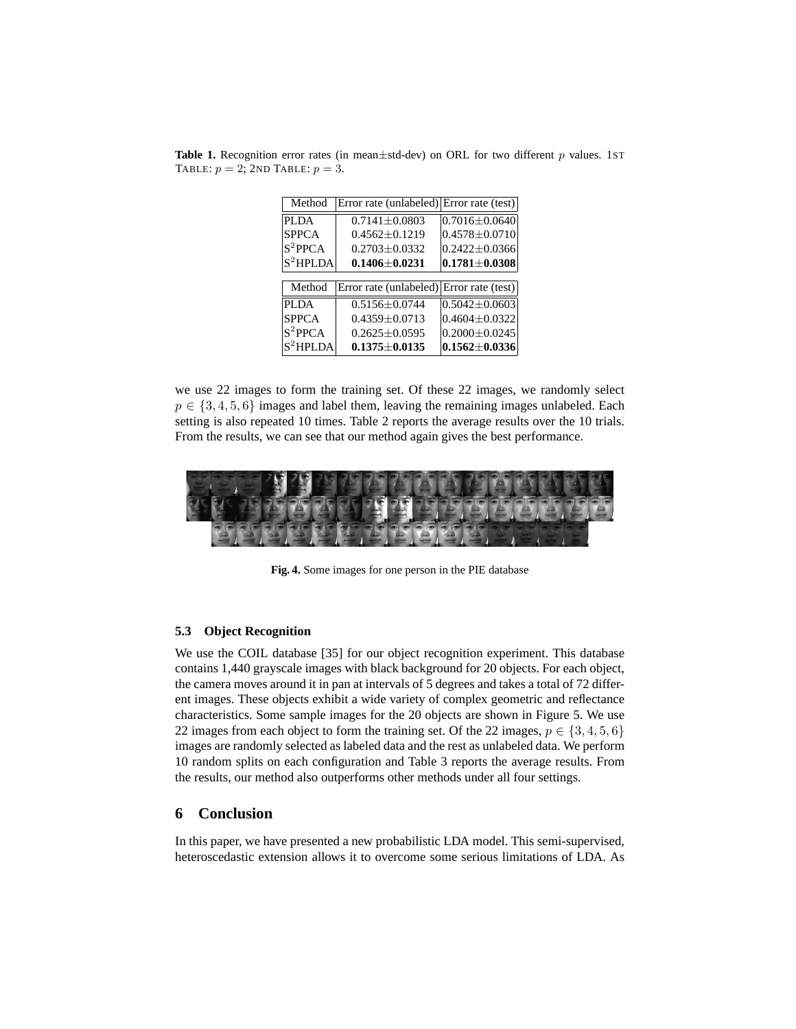**Table 1.** Recognition error rates (in mean±std-dev) on ORL for two different $p$ values. 1ST TABLE: $p = 2$; 2ND TABLE: $p = 3$.

| Method | Error rate (unlabeled) | Error rate (test) |
|---|---|---|
| PLDA | 0.7141±0.0803 | 0.7016±0.0640 |
| SPPCA | 0.4562±0.1219 | 0.4578±0.0710 |
| S$^2$PPCA | 0.2703±0.0332 | 0.2422±0.0366 |
| S$^2$HPLDA | **0.1406±0.0231** | **0.1781±0.0308** |

| Method | Error rate (unlabeled) | Error rate (test) |
|---|---|---|
| PLDA | 0.5156±0.0744 | 0.5042±0.0603 |
| SPPCA | 0.4359±0.0713 | 0.4604±0.0322 |
| S$^2$PPCA | 0.2625±0.0595 | 0.2000±0.0245 |
| S$^2$HPLDA | **0.1375±0.0135** | **0.1562±0.0336** |

we use 22 images to form the training set. Of these 22 images, we randomly select $p \in \{3, 4, 5, 6\}$ images and label them, leaving the remaining images unlabeled. Each setting is also repeated 10 times. Table 2 reports the average results over the 10 trials. From the results, we can see that our method again gives the best performance.

**Fig. 4.** Some images for one person in the PIE database

### 5.3 Object Recognition

We use the COIL database [35] for our object recognition experiment. This database contains 1,440 grayscale images with black background for 20 objects. For each object, the camera moves around it in pan at intervals of 5 degrees and takes a total of 72 different images. These objects exhibit a wide variety of complex geometric and reflectance characteristics. Some sample images for the 20 objects are shown in Figure 5. We use 22 images from each object to form the training set. Of the 22 images, $p \in \{3, 4, 5, 6\}$ images are randomly selected as labeled data and the rest as unlabeled data. We perform 10 random splits on each configuration and Table 3 reports the average results. From the results, our method also outperforms other methods under all four settings.

## 6 Conclusion

In this paper, we have presented a new probabilistic LDA model. This semi-supervised, heteroscedastic extension allows it to overcome some serious limitations of LDA. As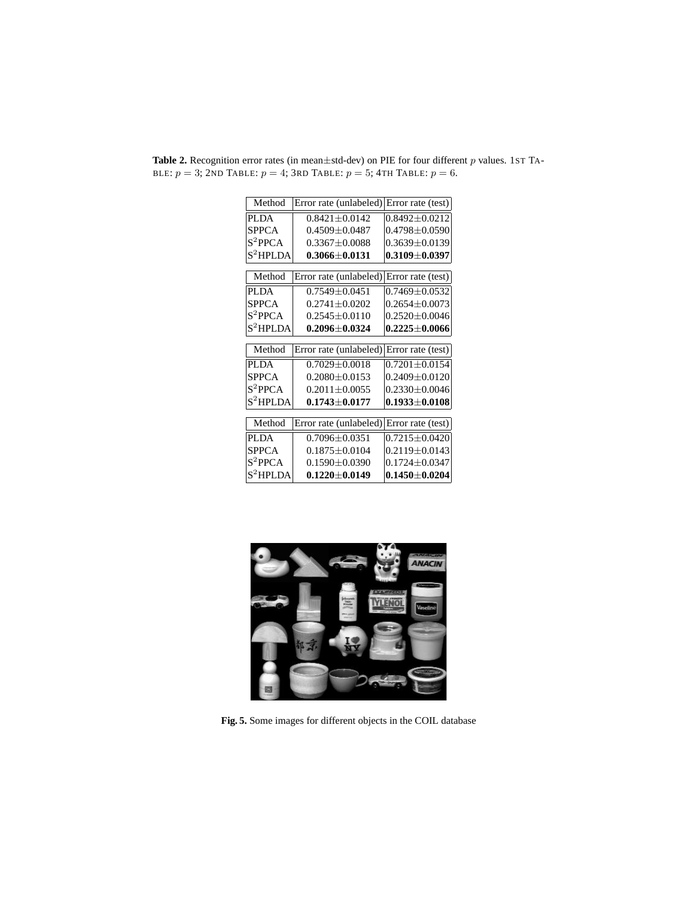**Table 2.** Recognition error rates (in mean±std-dev) on PIE for four different $p$ values. 1ST TABLE: $p = 3$; 2ND TABLE: $p = 4$; 3RD TABLE: $p = 5$; 4TH TABLE: $p = 6$.

| Method | Error rate (unlabeled) | Error rate (test) |
|---|---|---|
| PLDA | 0.8421±0.0142 | 0.8492±0.0212 |
| SPPCA | 0.4509±0.0487 | 0.4798±0.0590 |
| $S^2$PPCA | 0.3367±0.0088 | 0.3639±0.0139 |
| $S^2$HPLDA | **0.3066±0.0131** | **0.3109±0.0397** |

| Method | Error rate (unlabeled) | Error rate (test) |
|---|---|---|
| PLDA | 0.7549±0.0451 | 0.7469±0.0532 |
| SPPCA | 0.2741±0.0202 | 0.2654±0.0073 |
| $S^2$PPCA | 0.2545±0.0110 | 0.2520±0.0046 |
| $S^2$HPLDA | **0.2096±0.0324** | **0.2225±0.0066** |

| Method | Error rate (unlabeled) | Error rate (test) |
|---|---|---|
| PLDA | 0.7029±0.0018 | 0.7201±0.0154 |
| SPPCA | 0.2080±0.0153 | 0.2409±0.0120 |
| $S^2$PPCA | 0.2011±0.0055 | 0.2330±0.0046 |
| $S^2$HPLDA | **0.1743±0.0177** | **0.1933±0.0108** |

| Method | Error rate (unlabeled) | Error rate (test) |
|---|---|---|
| PLDA | 0.7096±0.0351 | 0.7215±0.0420 |
| SPPCA | 0.1875±0.0104 | 0.2119±0.0143 |
| $S^2$PPCA | 0.1590±0.0390 | 0.1724±0.0347 |
| $S^2$HPLDA | **0.1220±0.0149** | **0.1450±0.0204** |

**Fig. 5.** Some images for different objects in the COIL database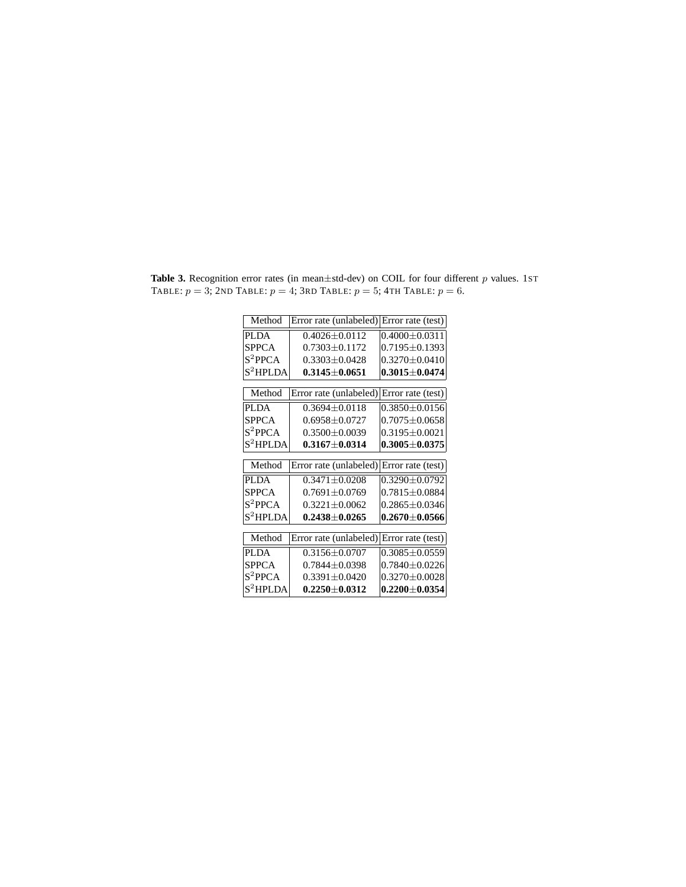**Table 3.** Recognition error rates (in mean±std-dev) on COIL for four different $p$ values. 1ST TABLE: $p = 3$; 2ND TABLE: $p = 4$; 3RD TABLE: $p = 5$; 4TH TABLE: $p = 6$.

| Method | Error rate (unlabeled) | Error rate (test) |
|---|---|---|
| PLDA | 0.4026±0.0112 | 0.4000±0.0311 |
| SPPCA | 0.7303±0.1172 | 0.7195±0.1393 |
| $S^2$PPCA | 0.3303±0.0428 | 0.3270±0.0410 |
| $S^2$HPLDA | **0.3145±0.0651** | **0.3015±0.0474** |

| Method | Error rate (unlabeled) | Error rate (test) |
|---|---|---|
| PLDA | 0.3694±0.0118 | 0.3850±0.0156 |
| SPPCA | 0.6958±0.0727 | 0.7075±0.0658 |
| $S^2$PPCA | 0.3500±0.0039 | 0.3195±0.0021 |
| $S^2$HPLDA | **0.3167±0.0314** | **0.3005±0.0375** |

| Method | Error rate (unlabeled) | Error rate (test) |
|---|---|---|
| PLDA | 0.3471±0.0208 | 0.3290±0.0792 |
| SPPCA | 0.7691±0.0769 | 0.7815±0.0884 |
| $S^2$PPCA | 0.3221±0.0062 | 0.2865±0.0346 |
| $S^2$HPLDA | **0.2438±0.0265** | **0.2670±0.0566** |

| Method | Error rate (unlabeled) | Error rate (test) |
|---|---|---|
| PLDA | 0.3156±0.0707 | 0.3085±0.0559 |
| SPPCA | 0.7844±0.0398 | 0.7840±0.0226 |
| $S^2$PPCA | 0.3391±0.0420 | 0.3270±0.0028 |
| $S^2$HPLDA | **0.2250±0.0312** | **0.2200±0.0354** |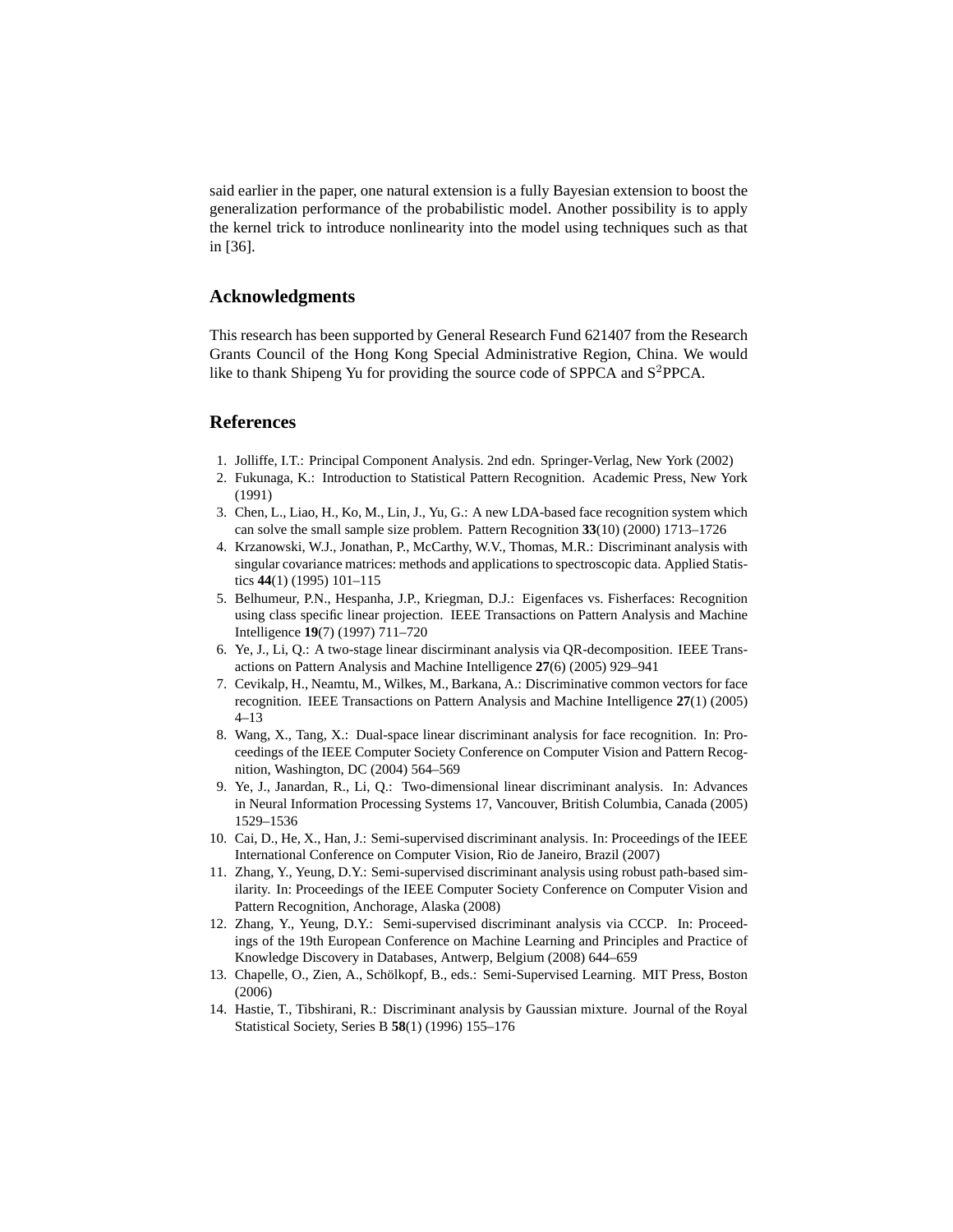said earlier in the paper, one natural extension is a fully Bayesian extension to boost the generalization performance of the probabilistic model. Another possibility is to apply the kernel trick to introduce nonlinearity into the model using techniques such as that in [36].

## Acknowledgments

This research has been supported by General Research Fund 621407 from the Research Grants Council of the Hong Kong Special Administrative Region, China. We would like to thank Shipeng Yu for providing the source code of SPPCA and $S^2$PPCA.

## References

1. Jolliffe, I.T.: Principal Component Analysis. 2nd edn. Springer-Verlag, New York (2002)
2. Fukunaga, K.: Introduction to Statistical Pattern Recognition. Academic Press, New York (1991)
3. Chen, L., Liao, H., Ko, M., Lin, J., Yu, G.: A new LDA-based face recognition system which can solve the small sample size problem. Pattern Recognition **33**(10) (2000) 1713–1726
4. Krzanowski, W.J., Jonathan, P., McCarthy, W.V., Thomas, M.R.: Discriminant analysis with singular covariance matrices: methods and applications to spectroscopic data. Applied Statistics **44**(1) (1995) 101–115
5. Belhumeur, P.N., Hespanha, J.P., Kriegman, D.J.: Eigenfaces vs. Fisherfaces: Recognition using class specific linear projection. IEEE Transactions on Pattern Analysis and Machine Intelligence **19**(7) (1997) 711–720
6. Ye, J., Li, Q.: A two-stage linear discirminant analysis via QR-decomposition. IEEE Transactions on Pattern Analysis and Machine Intelligence **27**(6) (2005) 929–941
7. Cevikalp, H., Neamtu, M., Wilkes, M., Barkana, A.: Discriminative common vectors for face recognition. IEEE Transactions on Pattern Analysis and Machine Intelligence **27**(1) (2005) 4–13
8. Wang, X., Tang, X.: Dual-space linear discriminant analysis for face recognition. In: Proceedings of the IEEE Computer Society Conference on Computer Vision and Pattern Recognition, Washington, DC (2004) 564–569
9. Ye, J., Janardan, R., Li, Q.: Two-dimensional linear discriminant analysis. In: Advances in Neural Information Processing Systems 17, Vancouver, British Columbia, Canada (2005) 1529–1536
10. Cai, D., He, X., Han, J.: Semi-supervised discriminant analysis. In: Proceedings of the IEEE International Conference on Computer Vision, Rio de Janeiro, Brazil (2007)
11. Zhang, Y., Yeung, D.Y.: Semi-supervised discriminant analysis using robust path-based similarity. In: Proceedings of the IEEE Computer Society Conference on Computer Vision and Pattern Recognition, Anchorage, Alaska (2008)
12. Zhang, Y., Yeung, D.Y.: Semi-supervised discriminant analysis via CCCP. In: Proceedings of the 19th European Conference on Machine Learning and Principles and Practice of Knowledge Discovery in Databases, Antwerp, Belgium (2008) 644–659
13. Chapelle, O., Zien, A., Schölkopf, B., eds.: Semi-Supervised Learning. MIT Press, Boston (2006)
14. Hastie, T., Tibshirani, R.: Discriminant analysis by Gaussian mixture. Journal of the Royal Statistical Society, Series B **58**(1) (1996) 155–176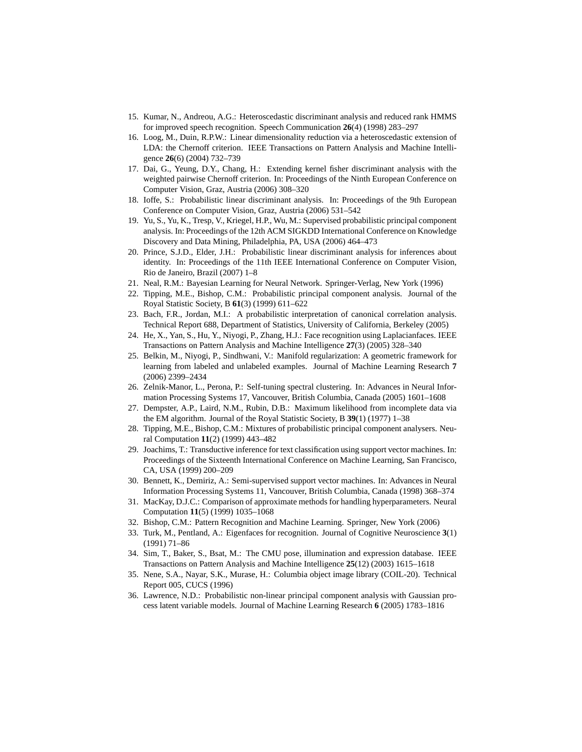15. Kumar, N., Andreou, A.G.: Heteroscedastic discriminant analysis and reduced rank HMMS for improved speech recognition. Speech Communication **26**(4) (1998) 283–297
16. Loog, M., Duin, R.P.W.: Linear dimensionality reduction via a heteroscedastic extension of LDA: the Chernoff criterion. IEEE Transactions on Pattern Analysis and Machine Intelligence **26**(6) (2004) 732–739
17. Dai, G., Yeung, D.Y., Chang, H.: Extending kernel fisher discriminant analysis with the weighted pairwise Chernoff criterion. In: Proceedings of the Ninth European Conference on Computer Vision, Graz, Austria (2006) 308–320
18. Ioffe, S.: Probabilistic linear discriminant analysis. In: Proceedings of the 9th European Conference on Computer Vision, Graz, Austria (2006) 531–542
19. Yu, S., Yu, K., Tresp, V., Kriegel, H.P., Wu, M.: Supervised probabilistic principal component analysis. In: Proceedings of the 12th ACM SIGKDD International Conference on Knowledge Discovery and Data Mining, Philadelphia, PA, USA (2006) 464–473
20. Prince, S.J.D., Elder, J.H.: Probabilistic linear discriminant analysis for inferences about identity. In: Proceedings of the 11th IEEE International Conference on Computer Vision, Rio de Janeiro, Brazil (2007) 1–8
21. Neal, R.M.: Bayesian Learning for Neural Network. Springer-Verlag, New York (1996)
22. Tipping, M.E., Bishop, C.M.: Probabilistic principal component analysis. Journal of the Royal Statistic Society, B **61**(3) (1999) 611–622
23. Bach, F.R., Jordan, M.I.: A probabilistic interpretation of canonical correlation analysis. Technical Report 688, Department of Statistics, University of California, Berkeley (2005)
24. He, X., Yan, S., Hu, Y., Niyogi, P., Zhang, H.J.: Face recognition using Laplacianfaces. IEEE Transactions on Pattern Analysis and Machine Intelligence **27**(3) (2005) 328–340
25. Belkin, M., Niyogi, P., Sindhwani, V.: Manifold regularization: A geometric framework for learning from labeled and unlabeled examples. Journal of Machine Learning Research **7** (2006) 2399–2434
26. Zelnik-Manor, L., Perona, P.: Self-tuning spectral clustering. In: Advances in Neural Information Processing Systems 17, Vancouver, British Columbia, Canada (2005) 1601–1608
27. Dempster, A.P., Laird, N.M., Rubin, D.B.: Maximum likelihood from incomplete data via the EM algorithm. Journal of the Royal Statistic Society, B **39**(1) (1977) 1–38
28. Tipping, M.E., Bishop, C.M.: Mixtures of probabilistic principal component analysers. Neural Computation **11**(2) (1999) 443–482
29. Joachims, T.: Transductive inference for text classification using support vector machines. In: Proceedings of the Sixteenth International Conference on Machine Learning, San Francisco, CA, USA (1999) 200–209
30. Bennett, K., Demiriz, A.: Semi-supervised support vector machines. In: Advances in Neural Information Processing Systems 11, Vancouver, British Columbia, Canada (1998) 368–374
31. MacKay, D.J.C.: Comparison of approximate methods for handling hyperparameters. Neural Computation **11**(5) (1999) 1035–1068
32. Bishop, C.M.: Pattern Recognition and Machine Learning. Springer, New York (2006)
33. Turk, M., Pentland, A.: Eigenfaces for recognition. Journal of Cognitive Neuroscience **3**(1) (1991) 71–86
34. Sim, T., Baker, S., Bsat, M.: The CMU pose, illumination and expression database. IEEE Transactions on Pattern Analysis and Machine Intelligence **25**(12) (2003) 1615–1618
35. Nene, S.A., Nayar, S.K., Murase, H.: Columbia object image library (COIL-20). Technical Report 005, CUCS (1996)
36. Lawrence, N.D.: Probabilistic non-linear principal component analysis with Gaussian process latent variable models. Journal of Machine Learning Research **6** (2005) 1783–1816